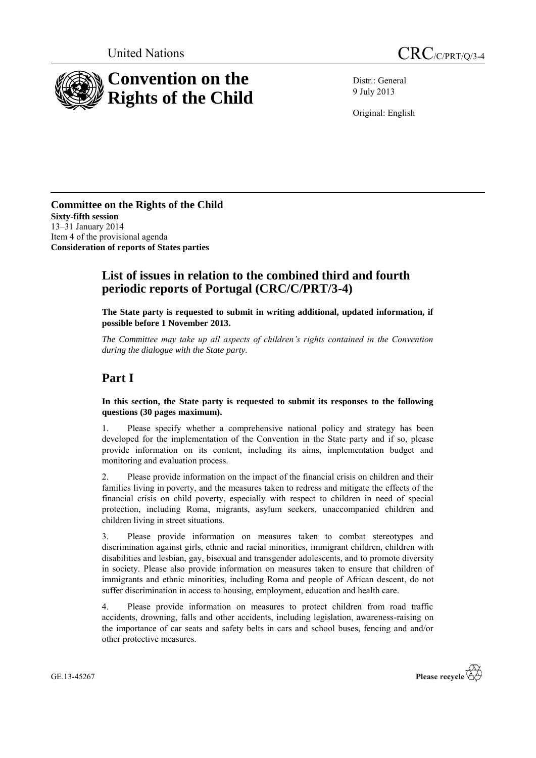United Nations

CRC/C/PRT/Q/3-4

# Convention on the Rights of the Child

Distr.: General
9 July 2013

Original: English

**Committee on the Rights of the Child**
**Sixty-fifth session**
13–31 January 2014
Item 4 of the provisional agenda
**Consideration of reports of States parties**

## List of issues in relation to the combined third and fourth periodic reports of Portugal (CRC/C/PRT/3-4)

**The State party is requested to submit in writing additional, updated information, if possible before 1 November 2013.**

*The Committee may take up all aspects of children's rights contained in the Convention during the dialogue with the State party.*

## Part I

**In this section, the State party is requested to submit its responses to the following questions (30 pages maximum).**

1. Please specify whether a comprehensive national policy and strategy has been developed for the implementation of the Convention in the State party and if so, please provide information on its content, including its aims, implementation budget and monitoring and evaluation process.

2. Please provide information on the impact of the financial crisis on children and their families living in poverty, and the measures taken to redress and mitigate the effects of the financial crisis on child poverty, especially with respect to children in need of special protection, including Roma, migrants, asylum seekers, unaccompanied children and children living in street situations.

3. Please provide information on measures taken to combat stereotypes and discrimination against girls, ethnic and racial minorities, immigrant children, children with disabilities and lesbian, gay, bisexual and transgender adolescents, and to promote diversity in society. Please also provide information on measures taken to ensure that children of immigrants and ethnic minorities, including Roma and people of African descent, do not suffer discrimination in access to housing, employment, education and health care.

4. Please provide information on measures to protect children from road traffic accidents, drowning, falls and other accidents, including legislation, awareness-raising on the importance of car seats and safety belts in cars and school buses, fencing and and/or other protective measures.

GE.13-45267

Please recycle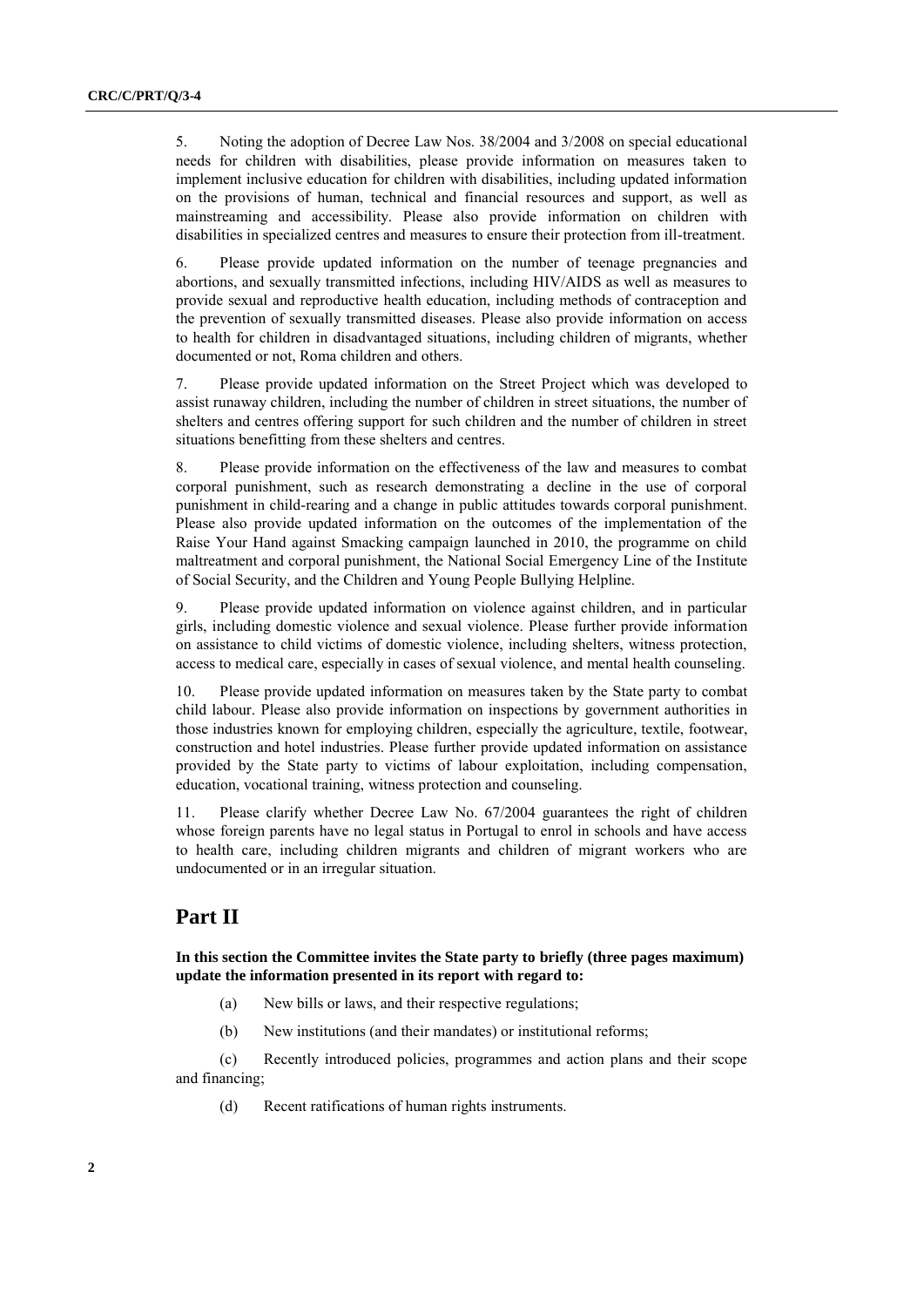5. Noting the adoption of Decree Law Nos. 38/2004 and 3/2008 on special educational needs for children with disabilities, please provide information on measures taken to implement inclusive education for children with disabilities, including updated information on the provisions of human, technical and financial resources and support, as well as mainstreaming and accessibility. Please also provide information on children with disabilities in specialized centres and measures to ensure their protection from ill-treatment.

6. Please provide updated information on the number of teenage pregnancies and abortions, and sexually transmitted infections, including HIV/AIDS as well as measures to provide sexual and reproductive health education, including methods of contraception and the prevention of sexually transmitted diseases. Please also provide information on access to health for children in disadvantaged situations, including children of migrants, whether documented or not, Roma children and others.

7. Please provide updated information on the Street Project which was developed to assist runaway children, including the number of children in street situations, the number of shelters and centres offering support for such children and the number of children in street situations benefitting from these shelters and centres.

8. Please provide information on the effectiveness of the law and measures to combat corporal punishment, such as research demonstrating a decline in the use of corporal punishment in child-rearing and a change in public attitudes towards corporal punishment. Please also provide updated information on the outcomes of the implementation of the Raise Your Hand against Smacking campaign launched in 2010, the programme on child maltreatment and corporal punishment, the National Social Emergency Line of the Institute of Social Security, and the Children and Young People Bullying Helpline.

9. Please provide updated information on violence against children, and in particular girls, including domestic violence and sexual violence. Please further provide information on assistance to child victims of domestic violence, including shelters, witness protection, access to medical care, especially in cases of sexual violence, and mental health counseling.

10. Please provide updated information on measures taken by the State party to combat child labour. Please also provide information on inspections by government authorities in those industries known for employing children, especially the agriculture, textile, footwear, construction and hotel industries. Please further provide updated information on assistance provided by the State party to victims of labour exploitation, including compensation, education, vocational training, witness protection and counseling.

11. Please clarify whether Decree Law No. 67/2004 guarantees the right of children whose foreign parents have no legal status in Portugal to enrol in schools and have access to health care, including children migrants and children of migrant workers who are undocumented or in an irregular situation.

## Part II

**In this section the Committee invites the State party to briefly (three pages maximum) update the information presented in its report with regard to:**

(a) New bills or laws, and their respective regulations;

(b) New institutions (and their mandates) or institutional reforms;

(c) Recently introduced policies, programmes and action plans and their scope and financing;

(d) Recent ratifications of human rights instruments.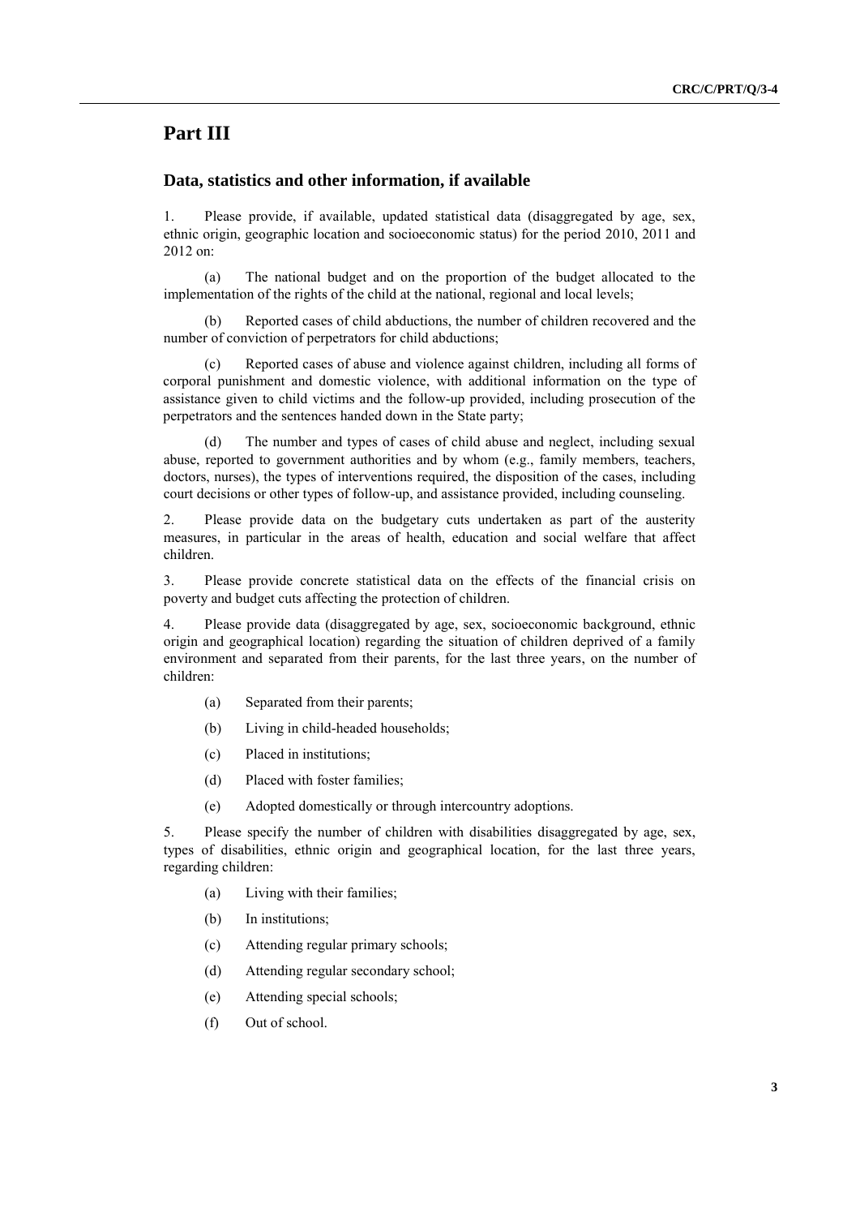# Part III

## Data, statistics and other information, if available

1. Please provide, if available, updated statistical data (disaggregated by age, sex, ethnic origin, geographic location and socioeconomic status) for the period 2010, 2011 and 2012 on:

(a) The national budget and on the proportion of the budget allocated to the implementation of the rights of the child at the national, regional and local levels;

(b) Reported cases of child abductions, the number of children recovered and the number of conviction of perpetrators for child abductions;

(c) Reported cases of abuse and violence against children, including all forms of corporal punishment and domestic violence, with additional information on the type of assistance given to child victims and the follow-up provided, including prosecution of the perpetrators and the sentences handed down in the State party;

(d) The number and types of cases of child abuse and neglect, including sexual abuse, reported to government authorities and by whom (e.g., family members, teachers, doctors, nurses), the types of interventions required, the disposition of the cases, including court decisions or other types of follow-up, and assistance provided, including counseling.

2. Please provide data on the budgetary cuts undertaken as part of the austerity measures, in particular in the areas of health, education and social welfare that affect children.

3. Please provide concrete statistical data on the effects of the financial crisis on poverty and budget cuts affecting the protection of children.

4. Please provide data (disaggregated by age, sex, socioeconomic background, ethnic origin and geographical location) regarding the situation of children deprived of a family environment and separated from their parents, for the last three years, on the number of children:

(a) Separated from their parents;

(b) Living in child-headed households;

(c) Placed in institutions;

(d) Placed with foster families;

(e) Adopted domestically or through intercountry adoptions.

5. Please specify the number of children with disabilities disaggregated by age, sex, types of disabilities, ethnic origin and geographical location, for the last three years, regarding children:

(a) Living with their families;

(b) In institutions;

(c) Attending regular primary schools;

(d) Attending regular secondary school;

(e) Attending special schools;

(f) Out of school.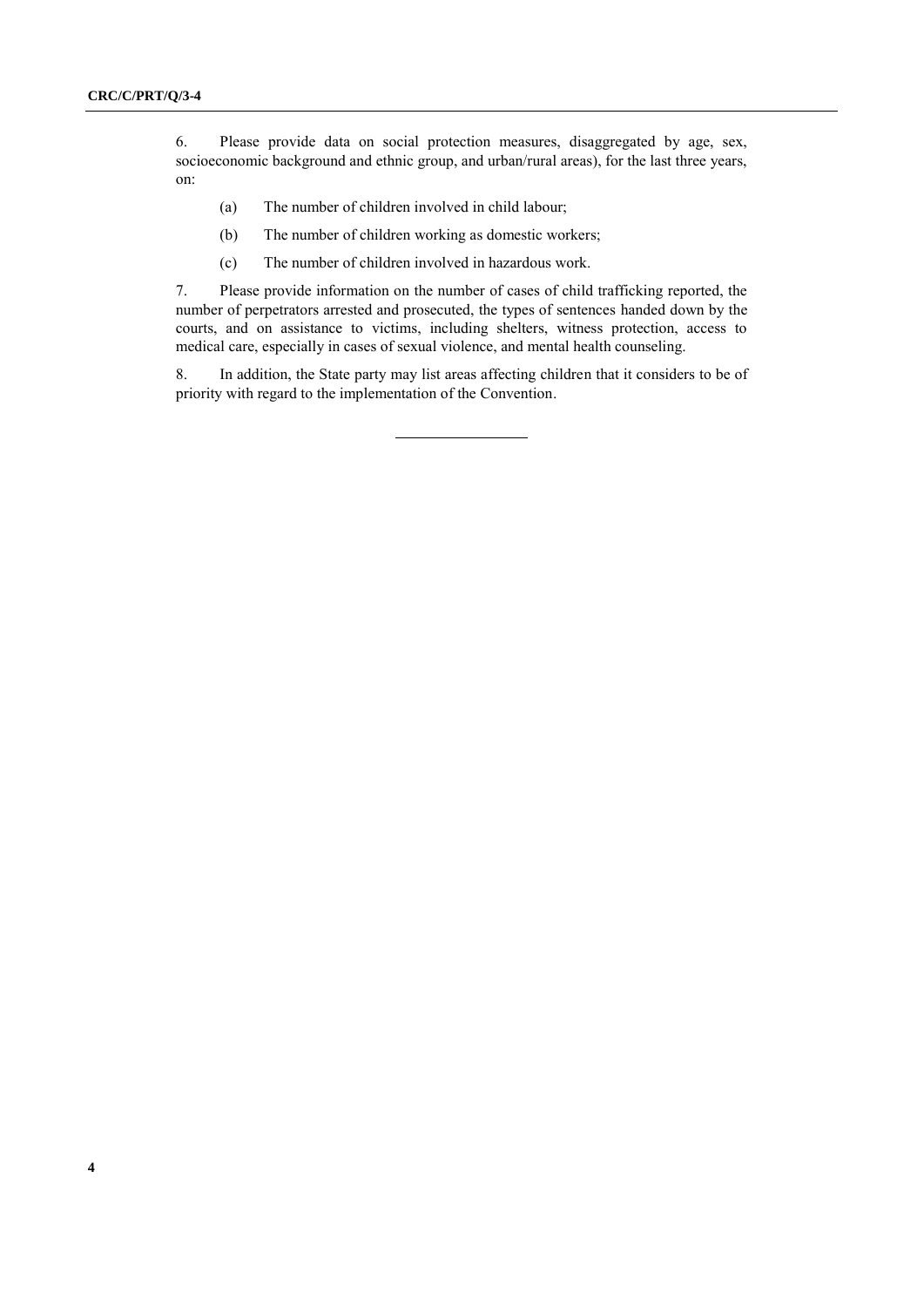6. Please provide data on social protection measures, disaggregated by age, sex, socioeconomic background and ethnic group, and urban/rural areas), for the last three years, on:

(a) The number of children involved in child labour;

(b) The number of children working as domestic workers;

(c) The number of children involved in hazardous work.

7. Please provide information on the number of cases of child trafficking reported, the number of perpetrators arrested and prosecuted, the types of sentences handed down by the courts, and on assistance to victims, including shelters, witness protection, access to medical care, especially in cases of sexual violence, and mental health counseling.

8. In addition, the State party may list areas affecting children that it considers to be of priority with regard to the implementation of the Convention.